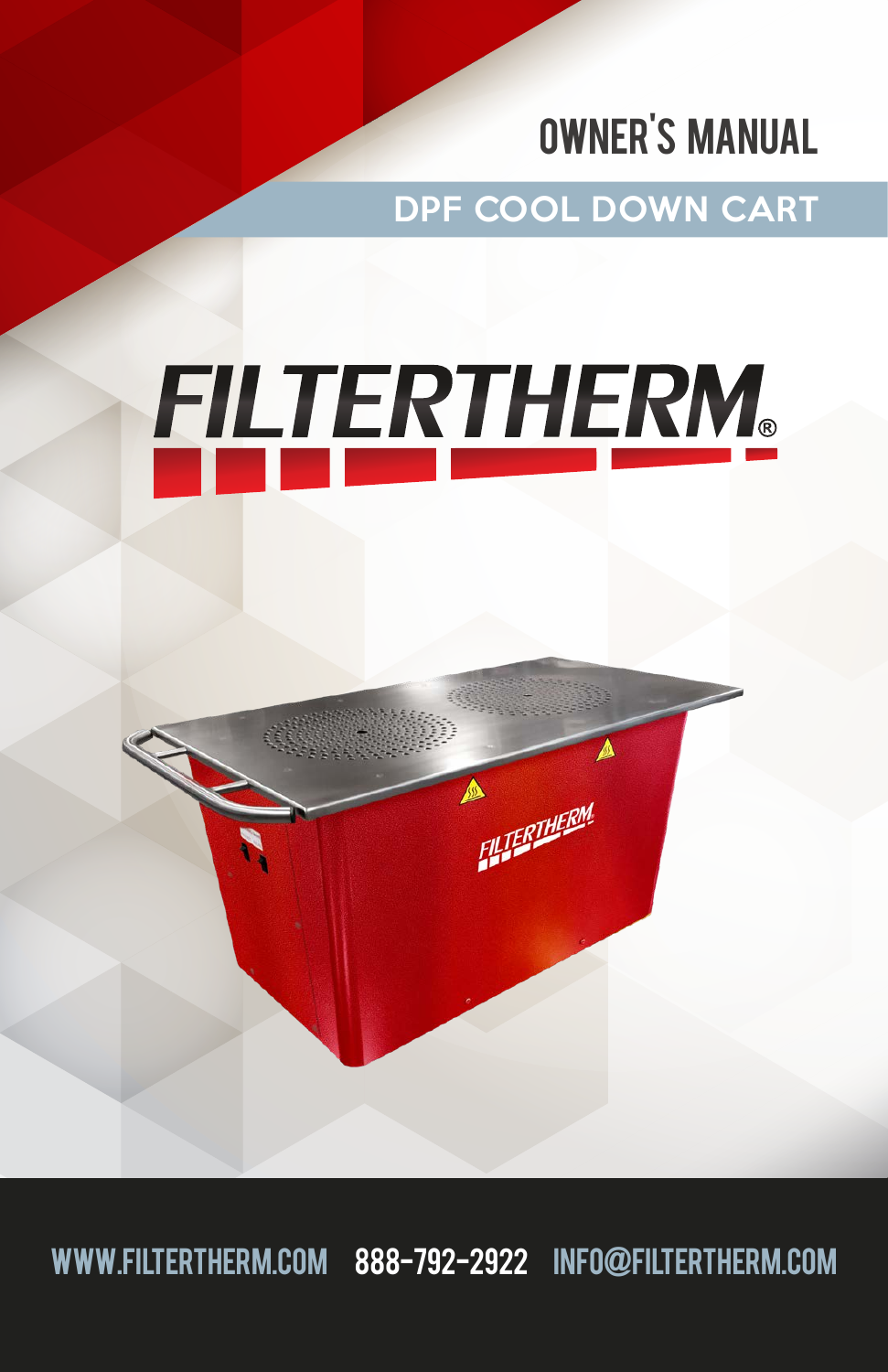# OWNER'S MANUAL

## DPF COOL DOWN CART

FILTERTHERM®

WWW.FILTERTHERM.COM 888-792-2922 INFO@FILTERTHERM.COM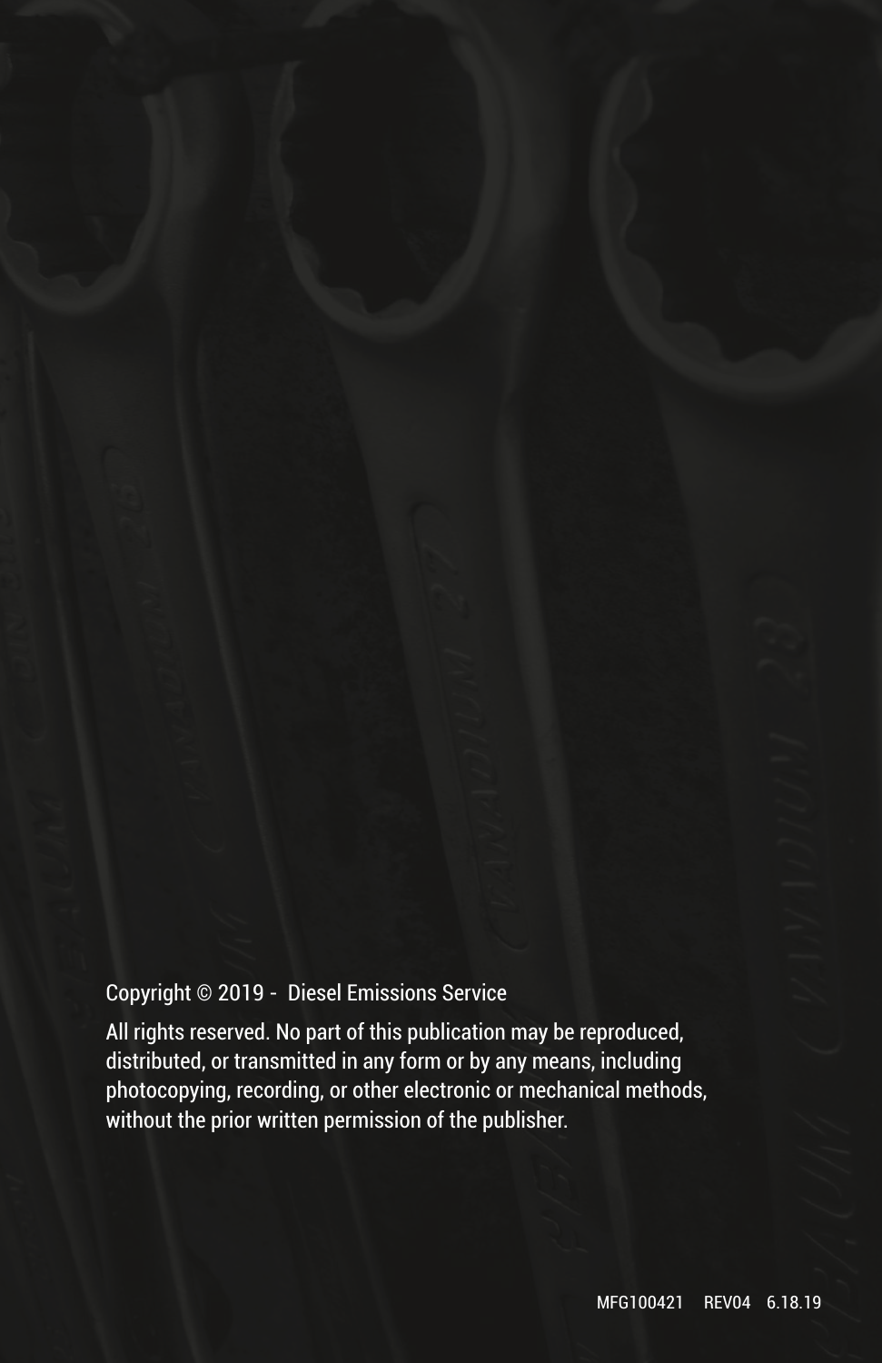Copyright © 2019 - Diesel Emissions Service

All rights reserved. No part of this publication may be reproduced, distributed, or transmitted in any form or by any means, including photocopying, recording, or other electronic or mechanical methods, without the prior written permission of the publisher.

MFG100421 REV04 6.18.19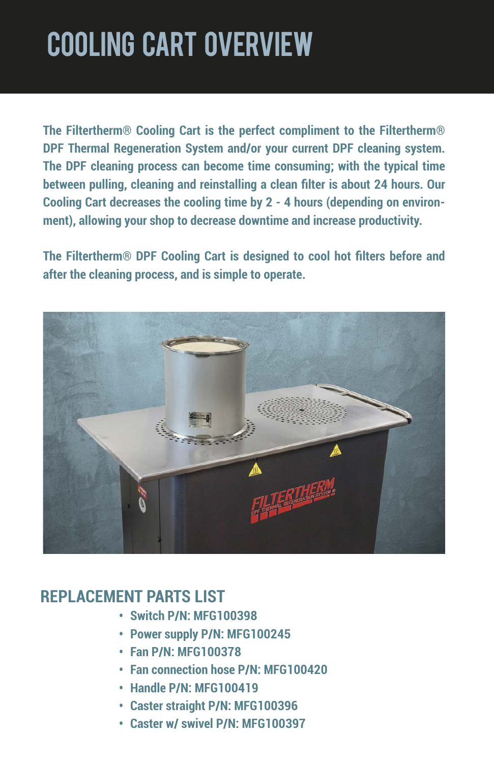# COOLING CART OVERVIEW

**The Filtertherm® Cooling Cart is the perfect compliment to the Filtertherm® DPF Thermal Regeneration System and/or your current DPF cleaning system. The DPF cleaning process can become time consuming; with the typical time between pulling, cleaning and reinstalling a clean filter is about 24 hours. Our Cooling Cart decreases the cooling time by 2 - 4 hours (depending on environment), allowing your shop to decrease downtime and increase productivity.**

**The Filtertherm® DPF Cooling Cart is designed to cool hot filters before and after the cleaning process, and is simple to operate.**

## REPLACEMENT PARTS LIST

- **Switch P/N: MFG100398**
- **Power supply P/N: MFG100245**
- **Fan P/N: MFG100378**
- **Fan connection hose P/N: MFG100420**
- **Handle P/N: MFG100419**
- **Caster straight P/N: MFG100396**
- **Caster w/ swivel P/N: MFG100397**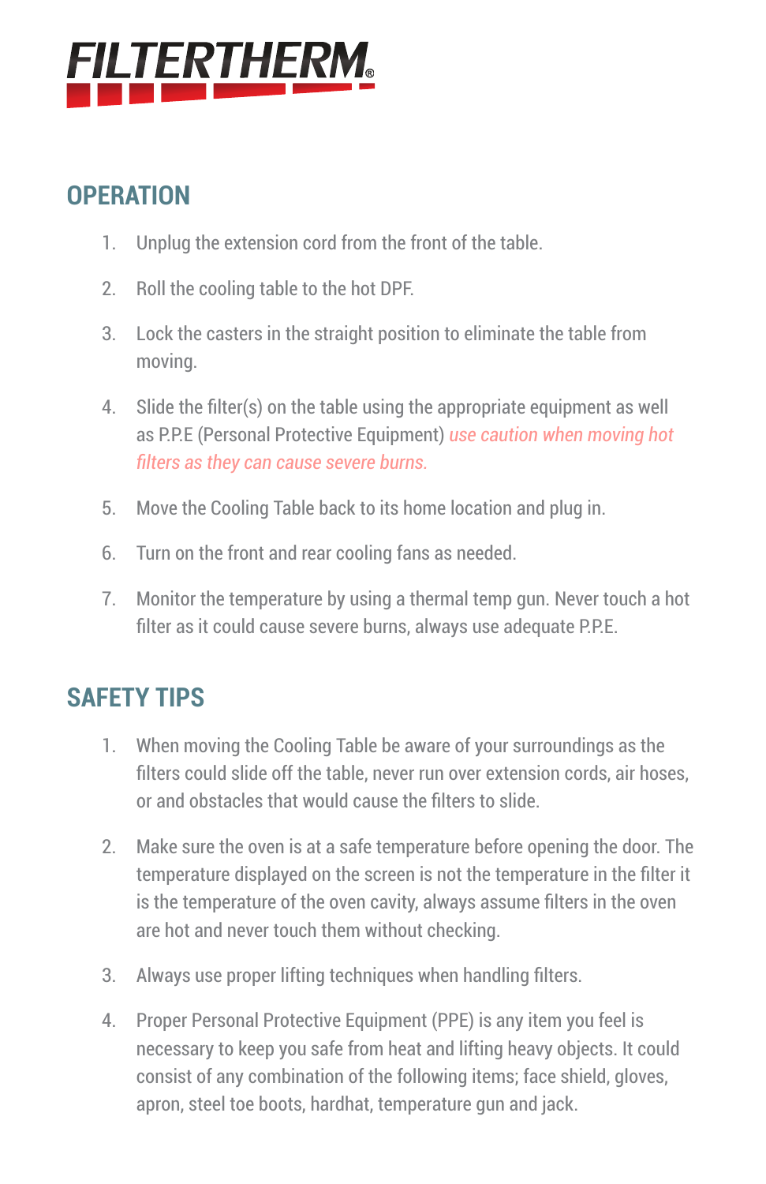FILTERTHERM®

## OPERATION

1. Unplug the extension cord from the front of the table.
2. Roll the cooling table to the hot DPF.
3. Lock the casters in the straight position to eliminate the table from moving.
4. Slide the filter(s) on the table using the appropriate equipment as well as P.P.E (Personal Protective Equipment) *use caution when moving hot filters as they can cause severe burns.*
5. Move the Cooling Table back to its home location and plug in.
6. Turn on the front and rear cooling fans as needed.
7. Monitor the temperature by using a thermal temp gun. Never touch a hot filter as it could cause severe burns, always use adequate P.P.E.

## SAFETY TIPS

1. When moving the Cooling Table be aware of your surroundings as the filters could slide off the table, never run over extension cords, air hoses, or and obstacles that would cause the filters to slide.
2. Make sure the oven is at a safe temperature before opening the door. The temperature displayed on the screen is not the temperature in the filter it is the temperature of the oven cavity, always assume filters in the oven are hot and never touch them without checking.
3. Always use proper lifting techniques when handling filters.
4. Proper Personal Protective Equipment (PPE) is any item you feel is necessary to keep you safe from heat and lifting heavy objects. It could consist of any combination of the following items; face shield, gloves, apron, steel toe boots, hardhat, temperature gun and jack.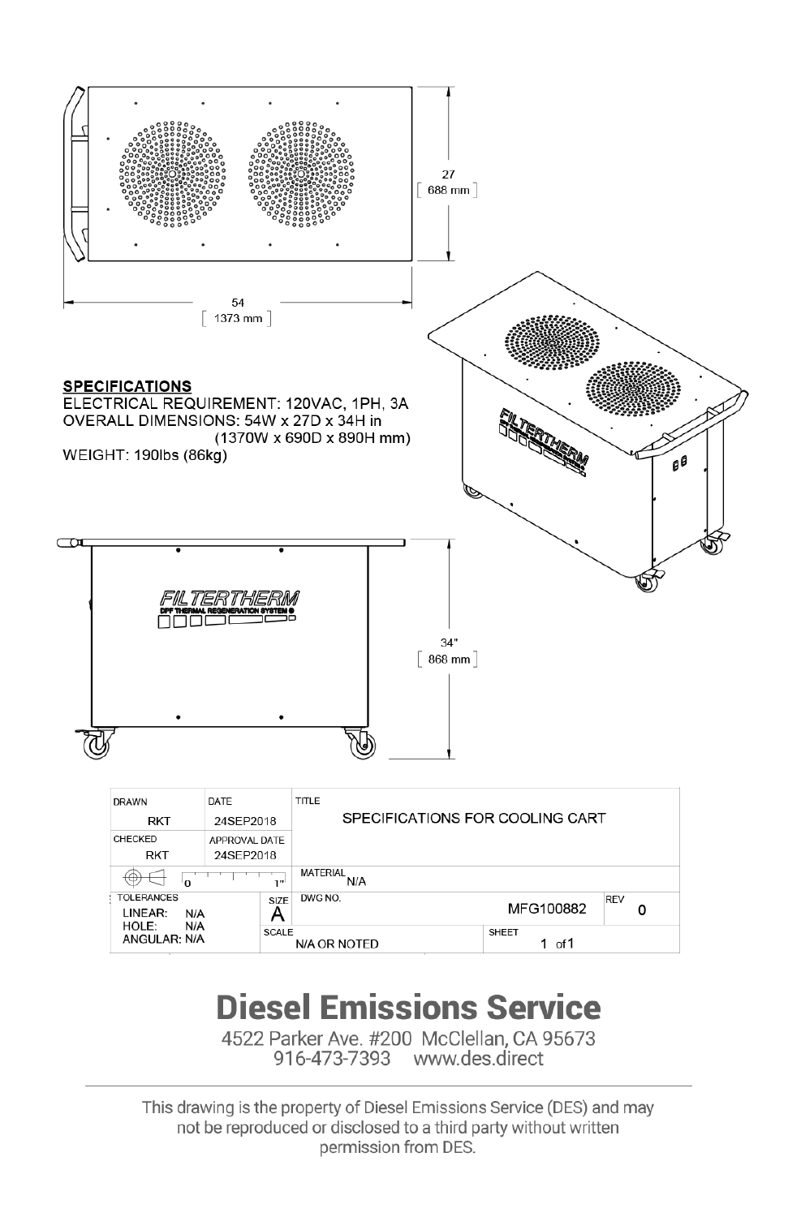27
[ 688 mm ]

54
[ 1373 mm ]

**SPECIFICATIONS**

ELECTRICAL REQUIREMENT: 120VAC, 1PH, 3A

OVERALL DIMENSIONS: 54W x 27D x 34H in (1370W x 690D x 890H mm)

WEIGHT: 190lbs (86kg)

FILTERTHERM

DPF THERMAL REGENERATION SYSTEM

34"
[ 868 mm ]

| DRAWN | DATE | TITLE | | |
|---|---|---|---|---|
| RKT | 24SEP2018 | SPECIFICATIONS FOR COOLING CART | | |
| CHECKED | APPROVAL DATE | | | |
| RKT | 24SEP2018 | | | |
| | 0 — 1" | MATERIAL N/A | | |
| TOLERANCES LINEAR: N/A HOLE: N/A ANGULAR: N/A | SIZE A | DWG NO. | MFG100882 | REV 0 |
| | SCALE | N/A OR NOTED | SHEET 1 of 1 | |

## Diesel Emissions Service

4522 Parker Ave. #200 McClellan, CA 95673
916-473-7393 www.des.direct

This drawing is the property of Diesel Emissions Service (DES) and may not be reproduced or disclosed to a third party without written permission from DES.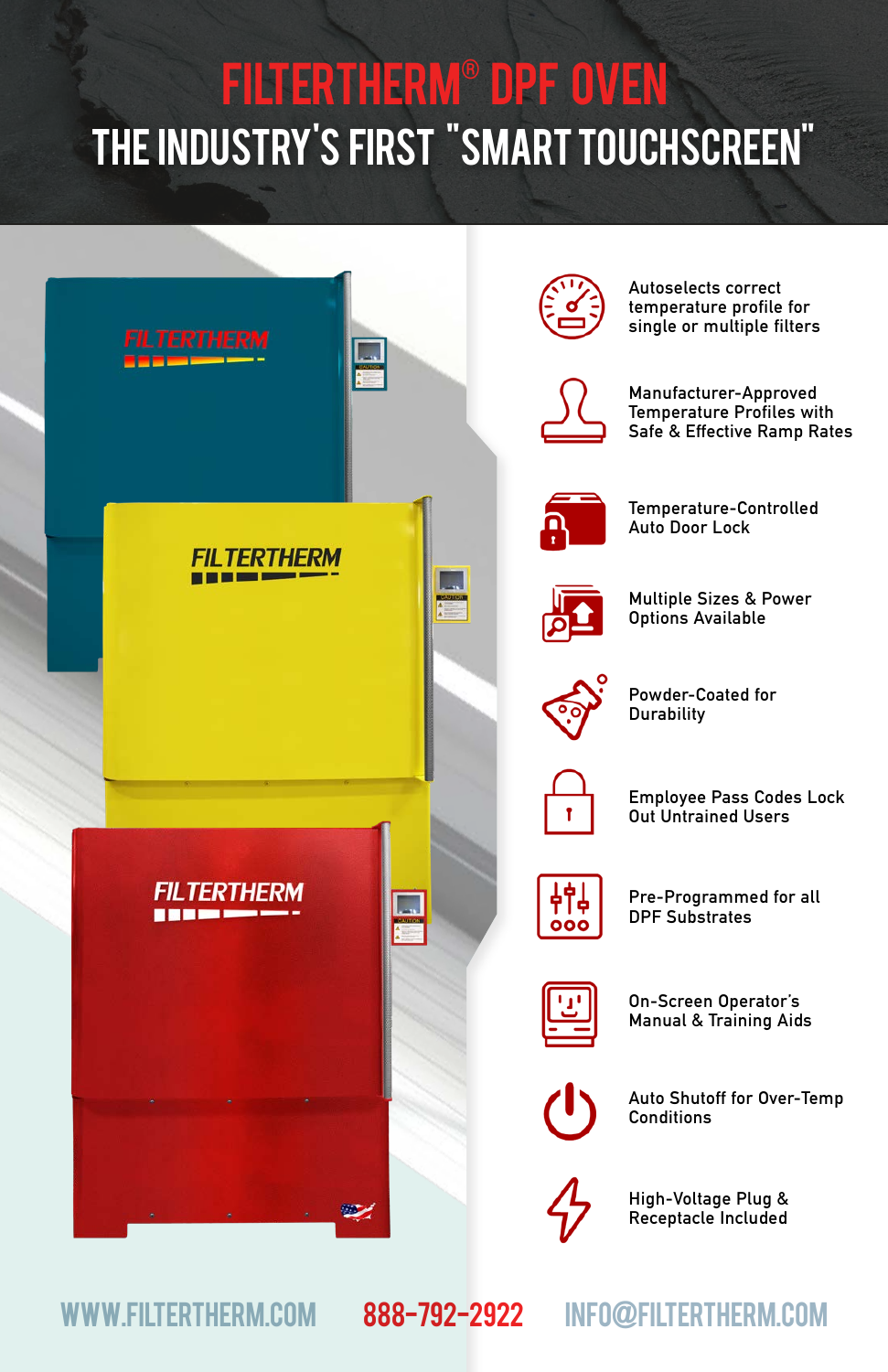# FILTERTHERM® DPF OVEN

## THE INDUSTRY'S FIRST "SMART TOUCHSCREEN"

- Autoselects correct temperature profile for single or multiple filters
- Manufacturer-Approved Temperature Profiles with Safe & Effective Ramp Rates
- Temperature-Controlled Auto Door Lock
- Multiple Sizes & Power Options Available
- Powder-Coated for Durability
- Employee Pass Codes Lock Out Untrained Users
- Pre-Programmed for all DPF Substrates
- On-Screen Operator's Manual & Training Aids
- Auto Shutoff for Over-Temp Conditions
- High-Voltage Plug & Receptacle Included

WWW.FILTERTHERM.COM 888-792-2922 INFO@FILTERTHERM.COM